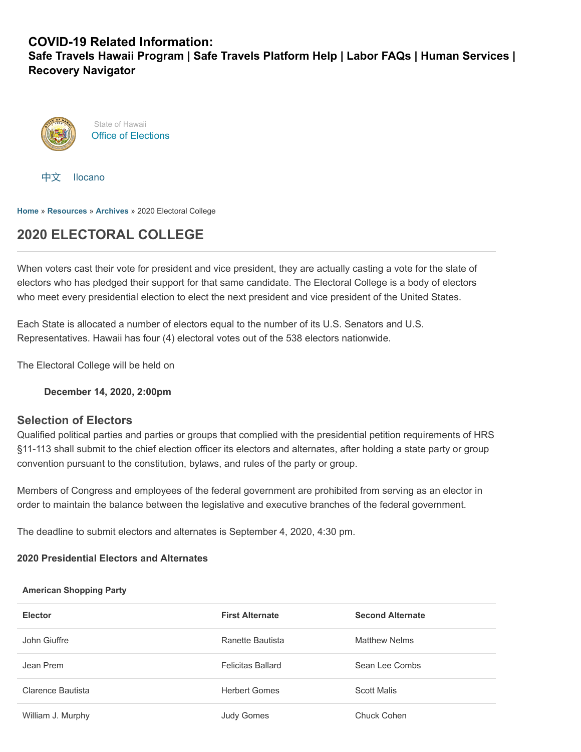**COVID-19 Related Information:**
**Safe Travels Hawaii Program | Safe Travels Platform Help | Labor FAQs | Human Services | Recovery Navigator**

State of Hawaii
Office of Elections

中文 Ilocano

**Home** » **Resources** » **Archives** » 2020 Electoral College

# 2020 ELECTORAL COLLEGE

When voters cast their vote for president and vice president, they are actually casting a vote for the slate of electors who has pledged their support for that same candidate. The Electoral College is a body of electors who meet every presidential election to elect the next president and vice president of the United States.

Each State is allocated a number of electors equal to the number of its U.S. Senators and U.S. Representatives. Hawaii has four (4) electoral votes out of the 538 electors nationwide.

The Electoral College will be held on

**December 14, 2020, 2:00pm**

## Selection of Electors

Qualified political parties and parties or groups that complied with the presidential petition requirements of HRS §11-113 shall submit to the chief election officer its electors and alternates, after holding a state party or group convention pursuant to the constitution, bylaws, and rules of the party or group.

Members of Congress and employees of the federal government are prohibited from serving as an elector in order to maintain the balance between the legislative and executive branches of the federal government.

The deadline to submit electors and alternates is September 4, 2020, 4:30 pm.

### 2020 Presidential Electors and Alternates

**American Shopping Party**

| Elector | First Alternate | Second Alternate |
|---|---|---|
| John Giuffre | Ranette Bautista | Matthew Nelms |
| Jean Prem | Felicitas Ballard | Sean Lee Combs |
| Clarence Bautista | Herbert Gomes | Scott Malis |
| William J. Murphy | Judy Gomes | Chuck Cohen |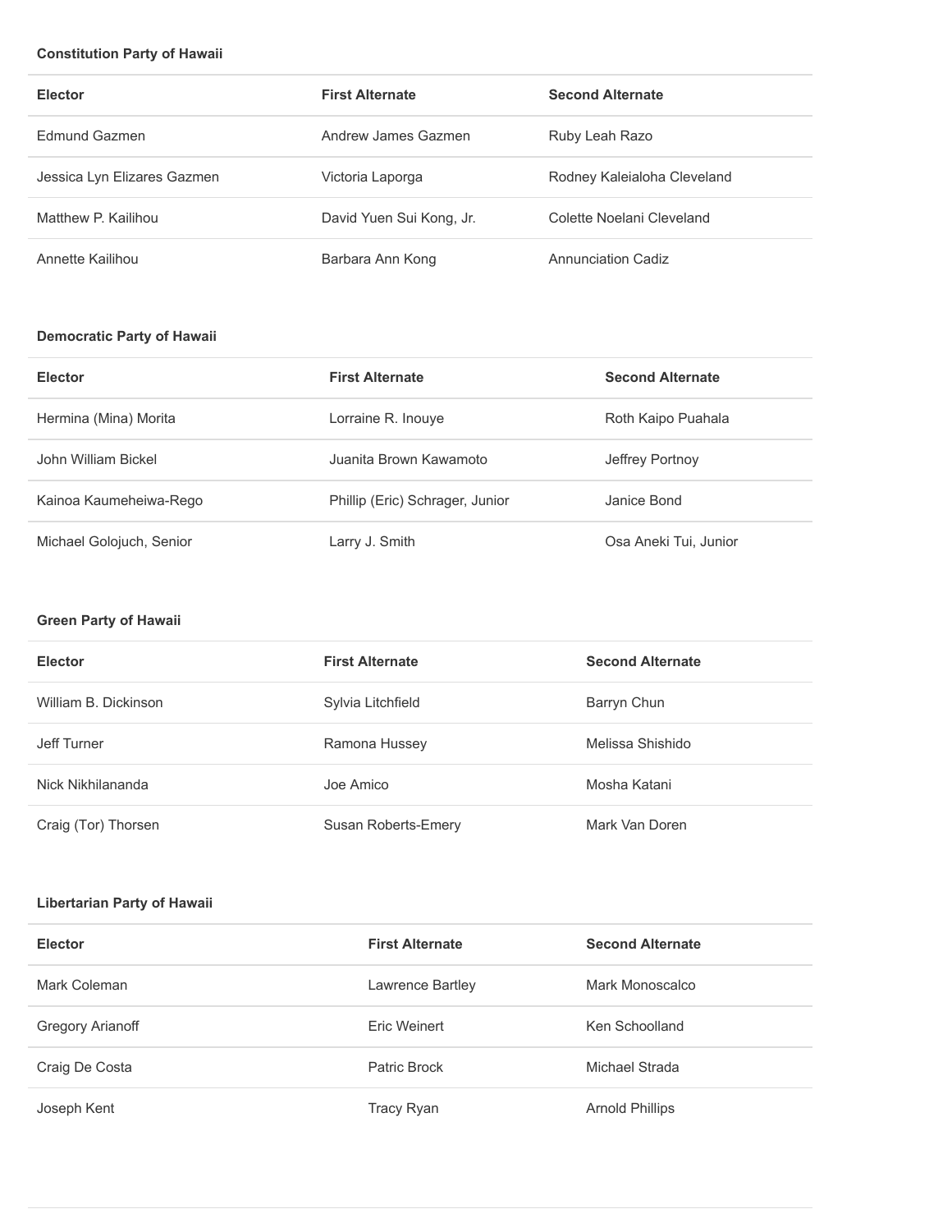**Constitution Party of Hawaii**

| Elector | First Alternate | Second Alternate |
| --- | --- | --- |
| Edmund Gazmen | Andrew James Gazmen | Ruby Leah Razo |
| Jessica Lyn Elizares Gazmen | Victoria Laporga | Rodney Kaleialoha Cleveland |
| Matthew P. Kailihou | David Yuen Sui Kong, Jr. | Colette Noelani Cleveland |
| Annette Kailihou | Barbara Ann Kong | Annunciation Cadiz |

**Democratic Party of Hawaii**

| Elector | First Alternate | Second Alternate |
| --- | --- | --- |
| Hermina (Mina) Morita | Lorraine R. Inouye | Roth Kaipo Puahala |
| John William Bickel | Juanita Brown Kawamoto | Jeffrey Portnoy |
| Kainoa Kaumeheiwa-Rego | Phillip (Eric) Schrager, Junior | Janice Bond |
| Michael Golojuch, Senior | Larry J. Smith | Osa Aneki Tui, Junior |

**Green Party of Hawaii**

| Elector | First Alternate | Second Alternate |
| --- | --- | --- |
| William B. Dickinson | Sylvia Litchfield | Barryn Chun |
| Jeff Turner | Ramona Hussey | Melissa Shishido |
| Nick Nikhilananda | Joe Amico | Mosha Katani |
| Craig (Tor) Thorsen | Susan Roberts-Emery | Mark Van Doren |

**Libertarian Party of Hawaii**

| Elector | First Alternate | Second Alternate |
| --- | --- | --- |
| Mark Coleman | Lawrence Bartley | Mark Monoscalco |
| Gregory Arianoff | Eric Weinert | Ken Schoolland |
| Craig De Costa | Patric Brock | Michael Strada |
| Joseph Kent | Tracy Ryan | Arnold Phillips |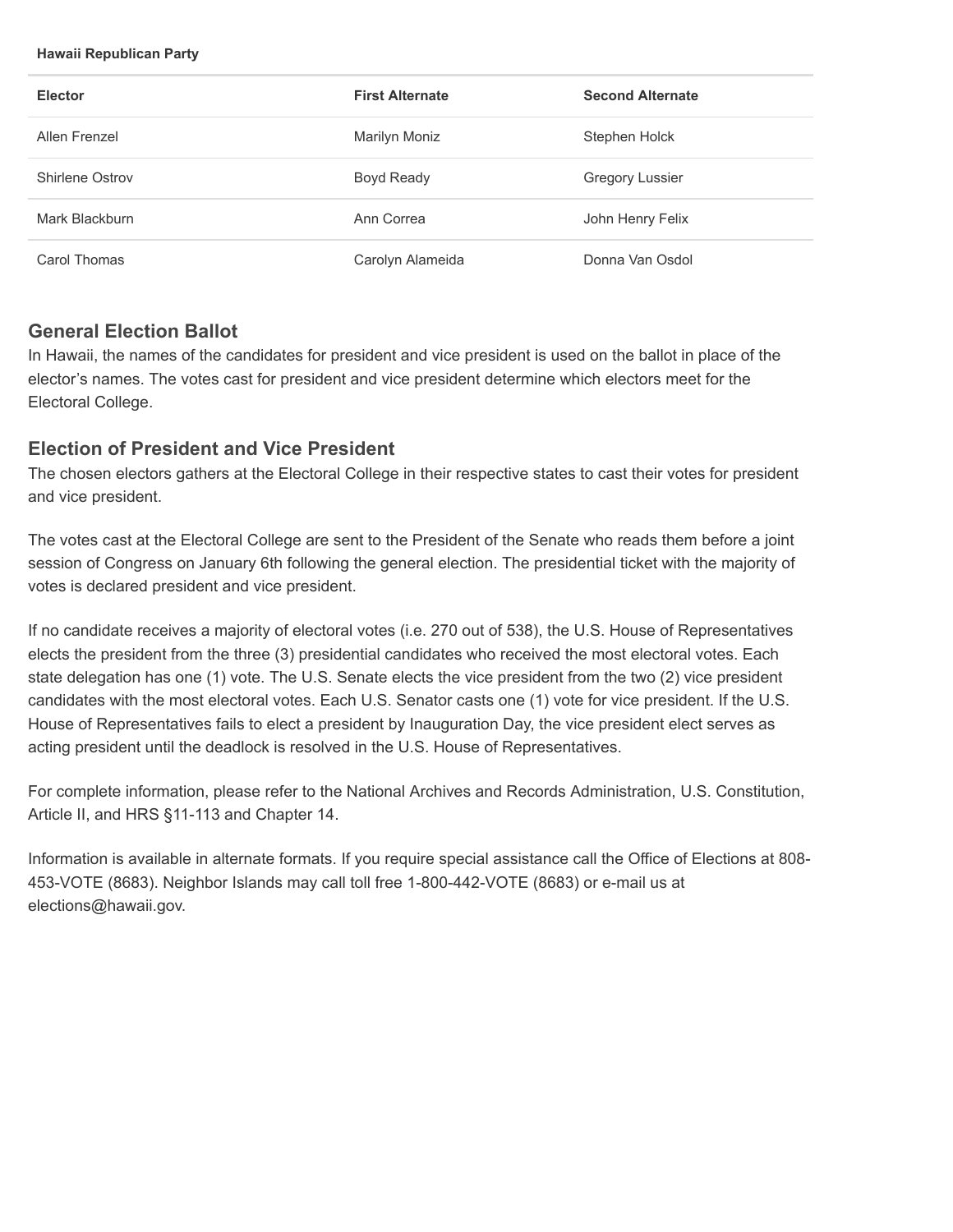**Hawaii Republican Party**

| Elector | First Alternate | Second Alternate |
|---|---|---|
| Allen Frenzel | Marilyn Moniz | Stephen Holck |
| Shirlene Ostrov | Boyd Ready | Gregory Lussier |
| Mark Blackburn | Ann Correa | John Henry Felix |
| Carol Thomas | Carolyn Alameida | Donna Van Osdol |

## General Election Ballot

In Hawaii, the names of the candidates for president and vice president is used on the ballot in place of the elector's names. The votes cast for president and vice president determine which electors meet for the Electoral College.

## Election of President and Vice President

The chosen electors gathers at the Electoral College in their respective states to cast their votes for president and vice president.

The votes cast at the Electoral College are sent to the President of the Senate who reads them before a joint session of Congress on January 6th following the general election. The presidential ticket with the majority of votes is declared president and vice president.

If no candidate receives a majority of electoral votes (i.e. 270 out of 538), the U.S. House of Representatives elects the president from the three (3) presidential candidates who received the most electoral votes. Each state delegation has one (1) vote. The U.S. Senate elects the vice president from the two (2) vice president candidates with the most electoral votes. Each U.S. Senator casts one (1) vote for vice president. If the U.S. House of Representatives fails to elect a president by Inauguration Day, the vice president elect serves as acting president until the deadlock is resolved in the U.S. House of Representatives.

For complete information, please refer to the National Archives and Records Administration, U.S. Constitution, Article II, and HRS §11-113 and Chapter 14.

Information is available in alternate formats. If you require special assistance call the Office of Elections at 808-453-VOTE (8683). Neighbor Islands may call toll free 1-800-442-VOTE (8683) or e-mail us at elections@hawaii.gov.